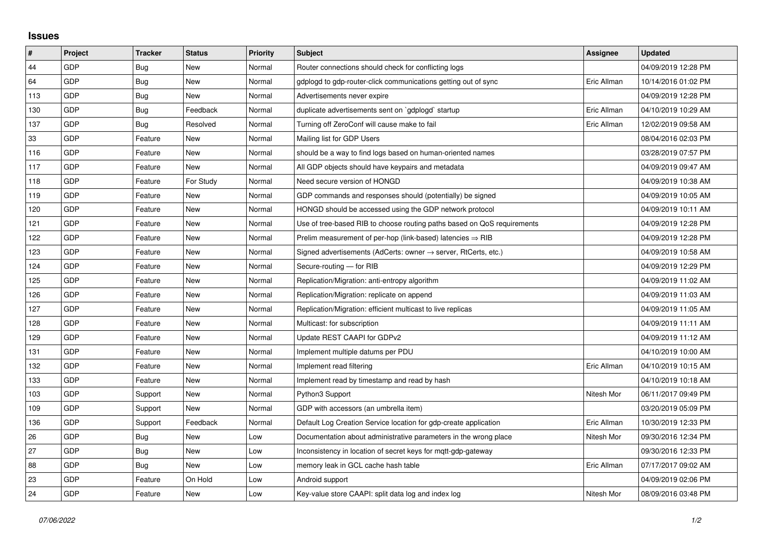## Issues

| # | Project | Tracker | Status | Priority | Subject | Assignee | Updated |
|---|---|---|---|---|---|---|---|
| 44 | GDP | Bug | New | Normal | Router connections should check for conflicting logs | | 04/09/2019 12:28 PM |
| 64 | GDP | Bug | New | Normal | gdplogd to gdp-router-click communications getting out of sync | Eric Allman | 10/14/2016 01:02 PM |
| 113 | GDP | Bug | New | Normal | Advertisements never expire | | 04/09/2019 12:28 PM |
| 130 | GDP | Bug | Feedback | Normal | duplicate advertisements sent on `gdplogd` startup | Eric Allman | 04/10/2019 10:29 AM |
| 137 | GDP | Bug | Resolved | Normal | Turning off ZeroConf will cause make to fail | Eric Allman | 12/02/2019 09:58 AM |
| 33 | GDP | Feature | New | Normal | Mailing list for GDP Users | | 08/04/2016 02:03 PM |
| 116 | GDP | Feature | New | Normal | should be a way to find logs based on human-oriented names | | 03/28/2019 07:57 PM |
| 117 | GDP | Feature | New | Normal | All GDP objects should have keypairs and metadata | | 04/09/2019 09:47 AM |
| 118 | GDP | Feature | For Study | Normal | Need secure version of HONGD | | 04/09/2019 10:38 AM |
| 119 | GDP | Feature | New | Normal | GDP commands and responses should (potentially) be signed | | 04/09/2019 10:05 AM |
| 120 | GDP | Feature | New | Normal | HONGD should be accessed using the GDP network protocol | | 04/09/2019 10:11 AM |
| 121 | GDP | Feature | New | Normal | Use of tree-based RIB to choose routing paths based on QoS requirements | | 04/09/2019 12:28 PM |
| 122 | GDP | Feature | New | Normal | Prelim measurement of per-hop (link-based) latencies ⇒ RIB | | 04/09/2019 12:28 PM |
| 123 | GDP | Feature | New | Normal | Signed advertisements (AdCerts: owner → server, RtCerts, etc.) | | 04/09/2019 10:58 AM |
| 124 | GDP | Feature | New | Normal | Secure-routing — for RIB | | 04/09/2019 12:29 PM |
| 125 | GDP | Feature | New | Normal | Replication/Migration: anti-entropy algorithm | | 04/09/2019 11:02 AM |
| 126 | GDP | Feature | New | Normal | Replication/Migration: replicate on append | | 04/09/2019 11:03 AM |
| 127 | GDP | Feature | New | Normal | Replication/Migration: efficient multicast to live replicas | | 04/09/2019 11:05 AM |
| 128 | GDP | Feature | New | Normal | Multicast: for subscription | | 04/09/2019 11:11 AM |
| 129 | GDP | Feature | New | Normal | Update REST CAAPI for GDPv2 | | 04/09/2019 11:12 AM |
| 131 | GDP | Feature | New | Normal | Implement multiple datums per PDU | | 04/10/2019 10:00 AM |
| 132 | GDP | Feature | New | Normal | Implement read filtering | Eric Allman | 04/10/2019 10:15 AM |
| 133 | GDP | Feature | New | Normal | Implement read by timestamp and read by hash | | 04/10/2019 10:18 AM |
| 103 | GDP | Support | New | Normal | Python3 Support | Nitesh Mor | 06/11/2017 09:49 PM |
| 109 | GDP | Support | New | Normal | GDP with accessors (an umbrella item) | | 03/20/2019 05:09 PM |
| 136 | GDP | Support | Feedback | Normal | Default Log Creation Service location for gdp-create application | Eric Allman | 10/30/2019 12:33 PM |
| 26 | GDP | Bug | New | Low | Documentation about administrative parameters in the wrong place | Nitesh Mor | 09/30/2016 12:34 PM |
| 27 | GDP | Bug | New | Low | Inconsistency in location of secret keys for mqtt-gdp-gateway | | 09/30/2016 12:33 PM |
| 88 | GDP | Bug | New | Low | memory leak in GCL cache hash table | Eric Allman | 07/17/2017 09:02 AM |
| 23 | GDP | Feature | On Hold | Low | Android support | | 04/09/2019 02:06 PM |
| 24 | GDP | Feature | New | Low | Key-value store CAAPI: split data log and index log | Nitesh Mor | 08/09/2016 03:48 PM |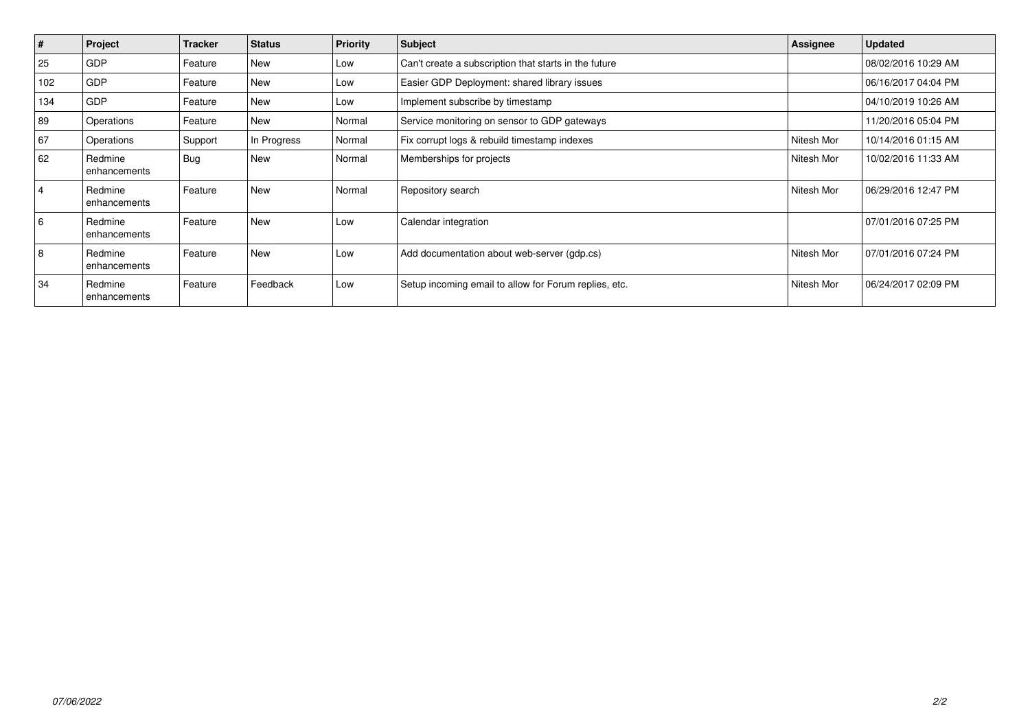| # | Project | Tracker | Status | Priority | Subject | Assignee | Updated |
| --- | --- | --- | --- | --- | --- | --- | --- |
| 25 | GDP | Feature | New | Low | Can't create a subscription that starts in the future | | 08/02/2016 10:29 AM |
| 102 | GDP | Feature | New | Low | Easier GDP Deployment: shared library issues | | 06/16/2017 04:04 PM |
| 134 | GDP | Feature | New | Low | Implement subscribe by timestamp | | 04/10/2019 10:26 AM |
| 89 | Operations | Feature | New | Normal | Service monitoring on sensor to GDP gateways | | 11/20/2016 05:04 PM |
| 67 | Operations | Support | In Progress | Normal | Fix corrupt logs & rebuild timestamp indexes | Nitesh Mor | 10/14/2016 01:15 AM |
| 62 | Redmine enhancements | Bug | New | Normal | Memberships for projects | Nitesh Mor | 10/02/2016 11:33 AM |
| 4 | Redmine enhancements | Feature | New | Normal | Repository search | Nitesh Mor | 06/29/2016 12:47 PM |
| 6 | Redmine enhancements | Feature | New | Low | Calendar integration | | 07/01/2016 07:25 PM |
| 8 | Redmine enhancements | Feature | New | Low | Add documentation about web-server (gdp.cs) | Nitesh Mor | 07/01/2016 07:24 PM |
| 34 | Redmine enhancements | Feature | Feedback | Low | Setup incoming email to allow for Forum replies, etc. | Nitesh Mor | 06/24/2017 02:09 PM |

*07/06/2022*